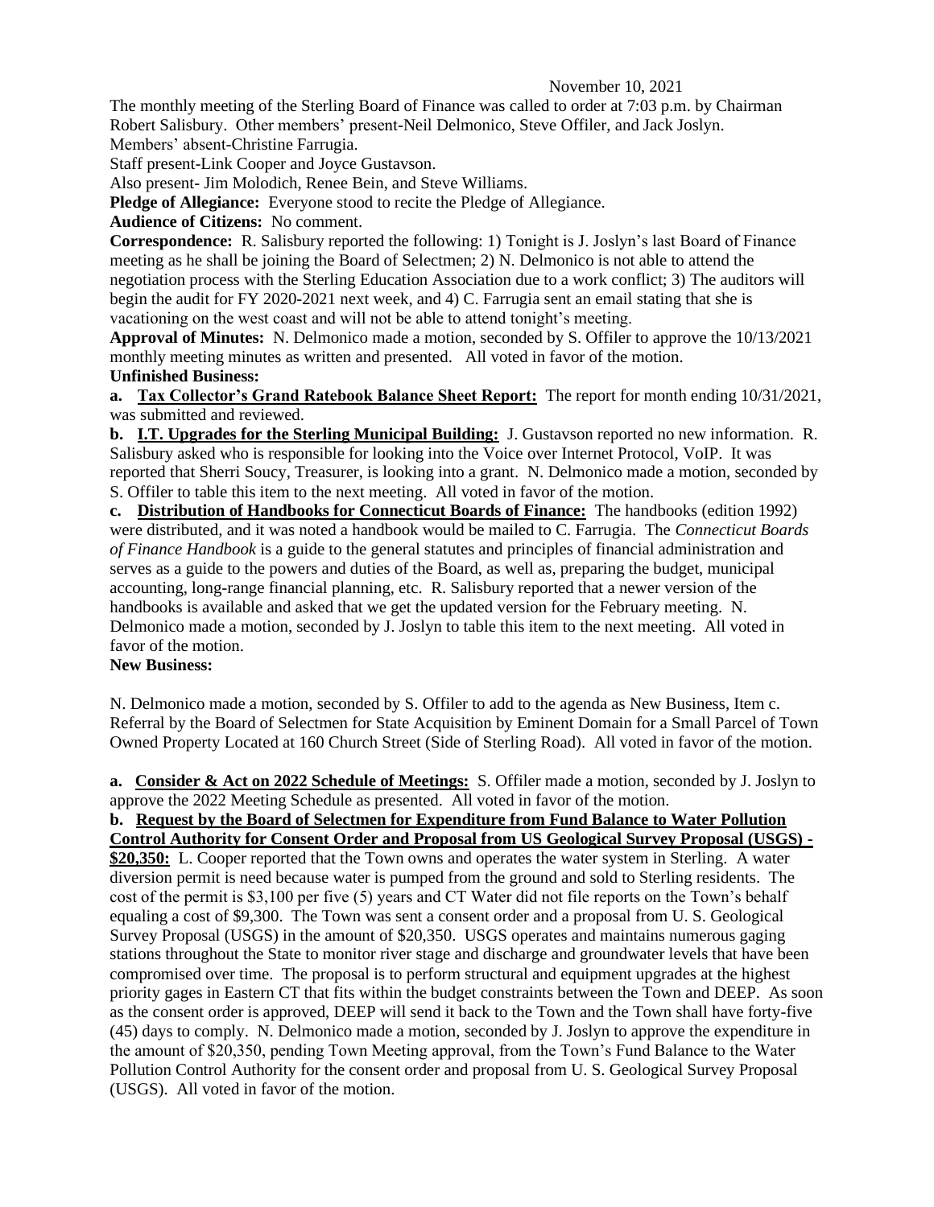November 10, 2021

The monthly meeting of the Sterling Board of Finance was called to order at 7:03 p.m. by Chairman Robert Salisbury. Other members' present-Neil Delmonico, Steve Offiler, and Jack Joslyn.
Members' absent-Christine Farrugia.
Staff present-Link Cooper and Joyce Gustavson.
Also present- Jim Molodich, Renee Bein, and Steve Williams.

**Pledge of Allegiance:** Everyone stood to recite the Pledge of Allegiance.

**Audience of Citizens:** No comment.

**Correspondence:** R. Salisbury reported the following: 1) Tonight is J. Joslyn's last Board of Finance meeting as he shall be joining the Board of Selectmen; 2) N. Delmonico is not able to attend the negotiation process with the Sterling Education Association due to a work conflict; 3) The auditors will begin the audit for FY 2020-2021 next week, and 4) C. Farrugia sent an email stating that she is vacationing on the west coast and will not be able to attend tonight's meeting.

**Approval of Minutes:** N. Delmonico made a motion, seconded by S. Offiler to approve the 10/13/2021 monthly meeting minutes as written and presented. All voted in favor of the motion.

**Unfinished Business:**

**a. Tax Collector's Grand Ratebook Balance Sheet Report:** The report for month ending 10/31/2021, was submitted and reviewed.

**b. I.T. Upgrades for the Sterling Municipal Building:** J. Gustavson reported no new information. R. Salisbury asked who is responsible for looking into the Voice over Internet Protocol, VoIP. It was reported that Sherri Soucy, Treasurer, is looking into a grant. N. Delmonico made a motion, seconded by S. Offiler to table this item to the next meeting. All voted in favor of the motion.

**c. Distribution of Handbooks for Connecticut Boards of Finance:** The handbooks (edition 1992) were distributed, and it was noted a handbook would be mailed to C. Farrugia. The *Connecticut Boards of Finance Handbook* is a guide to the general statutes and principles of financial administration and serves as a guide to the powers and duties of the Board, as well as, preparing the budget, municipal accounting, long-range financial planning, etc. R. Salisbury reported that a newer version of the handbooks is available and asked that we get the updated version for the February meeting. N. Delmonico made a motion, seconded by J. Joslyn to table this item to the next meeting. All voted in favor of the motion.

**New Business:**

N. Delmonico made a motion, seconded by S. Offiler to add to the agenda as New Business, Item c. Referral by the Board of Selectmen for State Acquisition by Eminent Domain for a Small Parcel of Town Owned Property Located at 160 Church Street (Side of Sterling Road). All voted in favor of the motion.

**a. Consider & Act on 2022 Schedule of Meetings:** S. Offiler made a motion, seconded by J. Joslyn to approve the 2022 Meeting Schedule as presented. All voted in favor of the motion.

**b. Request by the Board of Selectmen for Expenditure from Fund Balance to Water Pollution Control Authority for Consent Order and Proposal from US Geological Survey Proposal (USGS) - $20,350:** L. Cooper reported that the Town owns and operates the water system in Sterling. A water diversion permit is need because water is pumped from the ground and sold to Sterling residents. The cost of the permit is $3,100 per five (5) years and CT Water did not file reports on the Town's behalf equaling a cost of $9,300. The Town was sent a consent order and a proposal from U. S. Geological Survey Proposal (USGS) in the amount of $20,350. USGS operates and maintains numerous gaging stations throughout the State to monitor river stage and discharge and groundwater levels that have been compromised over time. The proposal is to perform structural and equipment upgrades at the highest priority gages in Eastern CT that fits within the budget constraints between the Town and DEEP. As soon as the consent order is approved, DEEP will send it back to the Town and the Town shall have forty-five (45) days to comply. N. Delmonico made a motion, seconded by J. Joslyn to approve the expenditure in the amount of $20,350, pending Town Meeting approval, from the Town's Fund Balance to the Water Pollution Control Authority for the consent order and proposal from U. S. Geological Survey Proposal (USGS). All voted in favor of the motion.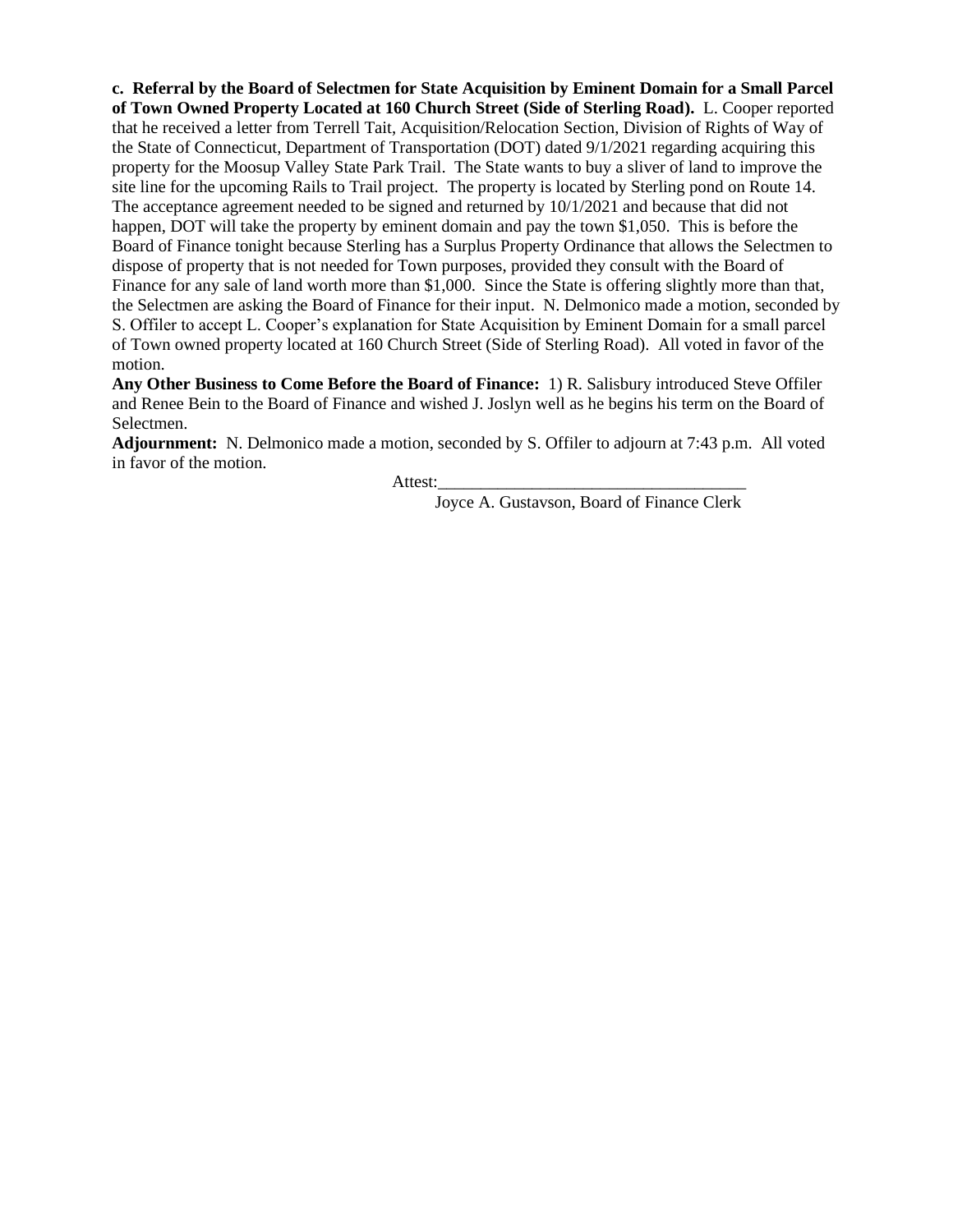**c. Referral by the Board of Selectmen for State Acquisition by Eminent Domain for a Small Parcel of Town Owned Property Located at 160 Church Street (Side of Sterling Road).** L. Cooper reported that he received a letter from Terrell Tait, Acquisition/Relocation Section, Division of Rights of Way of the State of Connecticut, Department of Transportation (DOT) dated 9/1/2021 regarding acquiring this property for the Moosup Valley State Park Trail. The State wants to buy a sliver of land to improve the site line for the upcoming Rails to Trail project. The property is located by Sterling pond on Route 14. The acceptance agreement needed to be signed and returned by 10/1/2021 and because that did not happen, DOT will take the property by eminent domain and pay the town $1,050. This is before the Board of Finance tonight because Sterling has a Surplus Property Ordinance that allows the Selectmen to dispose of property that is not needed for Town purposes, provided they consult with the Board of Finance for any sale of land worth more than $1,000. Since the State is offering slightly more than that, the Selectmen are asking the Board of Finance for their input. N. Delmonico made a motion, seconded by S. Offiler to accept L. Cooper's explanation for State Acquisition by Eminent Domain for a small parcel of Town owned property located at 160 Church Street (Side of Sterling Road). All voted in favor of the motion.

**Any Other Business to Come Before the Board of Finance:** 1) R. Salisbury introduced Steve Offiler and Renee Bein to the Board of Finance and wished J. Joslyn well as he begins his term on the Board of Selectmen.

**Adjournment:** N. Delmonico made a motion, seconded by S. Offiler to adjourn at 7:43 p.m. All voted in favor of the motion.

Attest:___________________________________

Joyce A. Gustavson, Board of Finance Clerk